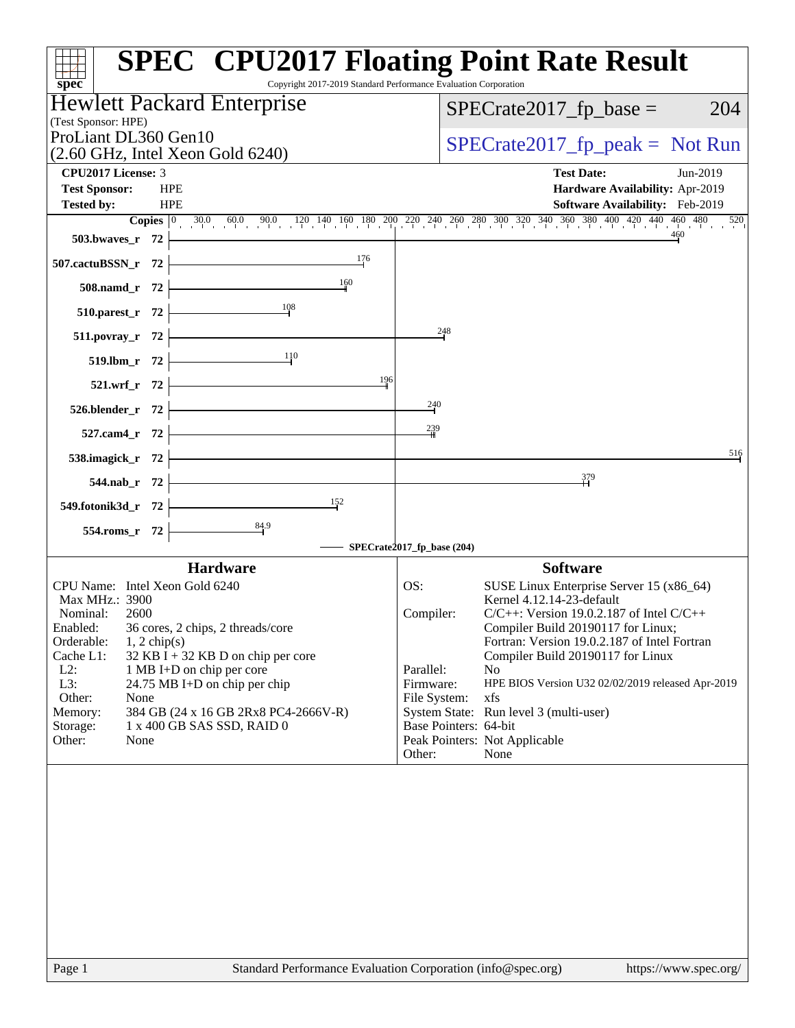# SPEC CPU2017 Floating Point Rate Result

Copyright 2017-2019 Standard Performance Evaluation Corporation

**Hewlett Packard Enterprise**
(Test Sponsor: HPE)
ProLiant DL360 Gen10
(2.60 GHz, Intel Xeon Gold 6240)

SPECrate2017_fp_base = 204

SPECrate2017_fp_peak = Not Run

| | | | |
|---|---|---|---|
| **CPU2017 License:** | 3 | **Test Date:** | Jun-2019 |
| **Test Sponsor:** | HPE | **Hardware Availability:** | Apr-2019 |
| **Tested by:** | HPE | **Software Availability:** | Feb-2019 |

| Benchmark | Copies | SPECrate2017_fp_base |
|---|---|---|
| 503.bwaves_r | 72 | 460 |
| 507.cactuBSSN_r | 72 | 176 |
| 508.namd_r | 72 | 160 |
| 510.parest_r | 72 | 108 |
| 511.povray_r | 72 | 248 |
| 519.lbm_r | 72 | 110 |
| 521.wrf_r | 72 | 196 |
| 526.blender_r | 72 | 240 |
| 527.cam4_r | 72 | 239 |
| 538.imagick_r | 72 | 516 |
| 544.nab_r | 72 | 379 |
| 549.fotonik3d_r | 72 | 152 |
| 554.roms_r | 72 | 84.9 |

SPECrate2017_fp_base (204)

## Hardware

| | |
|---|---|
| CPU Name: | Intel Xeon Gold 6240 |
| Max MHz.: | 3900 |
| Nominal: | 2600 |
| Enabled: | 36 cores, 2 chips, 2 threads/core |
| Orderable: | 1, 2 chip(s) |
| Cache L1: | 32 KB I + 32 KB D on chip per core |
| L2: | 1 MB I+D on chip per core |
| L3: | 24.75 MB I+D on chip per chip |
| Other: | None |
| Memory: | 384 GB (24 x 16 GB 2Rx8 PC4-2666V-R) |
| Storage: | 1 x 400 GB SAS SSD, RAID 0 |
| Other: | None |

## Software

| | |
|---|---|
| OS: | SUSE Linux Enterprise Server 15 (x86_64) Kernel 4.12.14-23-default |
| Compiler: | C/C++: Version 19.0.2.187 of Intel C/C++ Compiler Build 20190117 for Linux; Fortran: Version 19.0.2.187 of Intel Fortran Compiler Build 20190117 for Linux |
| Parallel: | No |
| Firmware: | HPE BIOS Version U32 02/02/2019 released Apr-2019 |
| File System: | xfs |
| System State: | Run level 3 (multi-user) |
| Base Pointers: | 64-bit |
| Peak Pointers: | Not Applicable |
| Other: | None |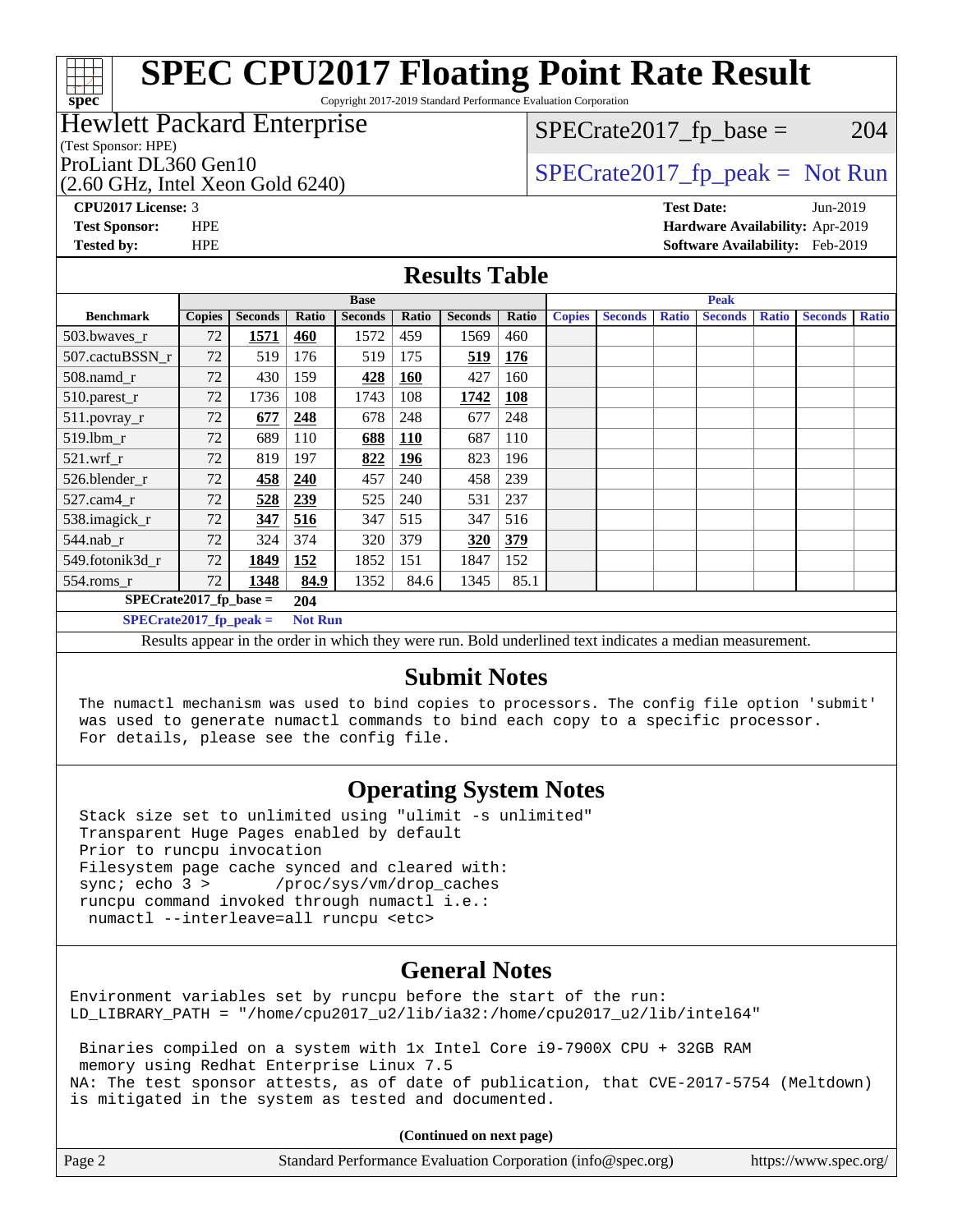# SPEC CPU2017 Floating Point Rate Result

Copyright 2017-2019 Standard Performance Evaluation Corporation

**Hewlett Packard Enterprise**
(Test Sponsor: HPE)
ProLiant DL360 Gen10
(2.60 GHz, Intel Xeon Gold 6240)

SPECrate2017_fp_base = 204

SPECrate2017_fp_peak = Not Run

**CPU2017 License:** 3
**Test Sponsor:** HPE
**Tested by:** HPE

**Test Date:** Jun-2019
**Hardware Availability:** Apr-2019
**Software Availability:** Feb-2019

## Results Table

| Benchmark | Base | | | | | | | Peak | | | | | | |
|---|---|---|---|---|---|---|---|---|---|---|---|---|---|---|
| | Copies | Seconds | Ratio | Seconds | Ratio | Seconds | Ratio | Copies | Seconds | Ratio | Seconds | Ratio | Seconds | Ratio |
| 503.bwaves_r | 72 | **1571** | **460** | 1572 | 459 | 1569 | 460 | | | | | | | |
| 507.cactuBSSN_r | 72 | 519 | 176 | 519 | 175 | **519** | **176** | | | | | | | |
| 508.namd_r | 72 | 430 | 159 | **428** | **160** | 427 | 160 | | | | | | | |
| 510.parest_r | 72 | 1736 | 108 | 1743 | 108 | **1742** | **108** | | | | | | | |
| 511.povray_r | 72 | **677** | **248** | 678 | 248 | 677 | 248 | | | | | | | |
| 519.lbm_r | 72 | 689 | 110 | **688** | **110** | 687 | 110 | | | | | | | |
| 521.wrf_r | 72 | 819 | 197 | **822** | **196** | 823 | 196 | | | | | | | |
| 526.blender_r | 72 | **458** | **240** | 457 | 240 | 458 | 239 | | | | | | | |
| 527.cam4_r | 72 | **528** | **239** | 525 | 240 | 531 | 237 | | | | | | | |
| 538.imagick_r | 72 | **347** | **516** | 347 | 515 | 347 | 516 | | | | | | | |
| 544.nab_r | 72 | 324 | 374 | 320 | 379 | **320** | **379** | | | | | | | |
| 549.fotonik3d_r | 72 | **1849** | **152** | 1852 | 151 | 1847 | 152 | | | | | | | |
| 554.roms_r | 72 | **1348** | **84.9** | 1352 | 84.6 | 1345 | 85.1 | | | | | | | |

**SPECrate2017_fp_base = 204**

**SPECrate2017_fp_peak = Not Run**

Results appear in the order in which they were run. Bold underlined text indicates a median measurement.

## Submit Notes

```
The numactl mechanism was used to bind copies to processors. The config file option 'submit'
was used to generate numactl commands to bind each copy to a specific processor.
For details, please see the config file.
```

## Operating System Notes

```
Stack size set to unlimited using "ulimit -s unlimited"
Transparent Huge Pages enabled by default
Prior to runcpu invocation
Filesystem page cache synced and cleared with:
sync; echo 3 >       /proc/sys/vm/drop_caches
runcpu command invoked through numactl i.e.:
 numactl --interleave=all runcpu <etc>
```

## General Notes

```
Environment variables set by runcpu before the start of the run:
LD_LIBRARY_PATH = "/home/cpu2017_u2/lib/ia32:/home/cpu2017_u2/lib/intel64"

 Binaries compiled on a system with 1x Intel Core i9-7900X CPU + 32GB RAM
 memory using Redhat Enterprise Linux 7.5
NA: The test sponsor attests, as of date of publication, that CVE-2017-5754 (Meltdown)
is mitigated in the system as tested and documented.
```

**(Continued on next page)**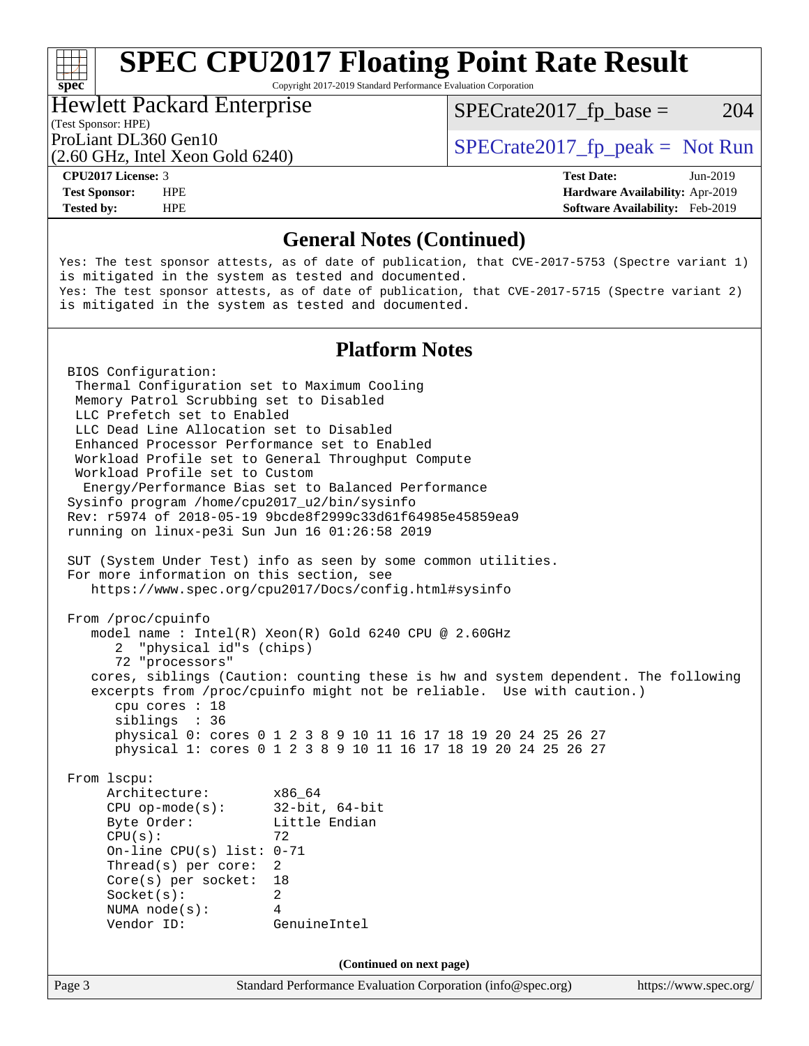## General Notes (Continued)

```
Yes: The test sponsor attests, as of date of publication, that CVE-2017-5753 (Spectre variant 1)
is mitigated in the system as tested and documented.
Yes: The test sponsor attests, as of date of publication, that CVE-2017-5715 (Spectre variant 2)
is mitigated in the system as tested and documented.
```

## Platform Notes

```
BIOS Configuration:
 Thermal Configuration set to Maximum Cooling
 Memory Patrol Scrubbing set to Disabled
 LLC Prefetch set to Enabled
 LLC Dead Line Allocation set to Disabled
 Enhanced Processor Performance set to Enabled
 Workload Profile set to General Throughput Compute
 Workload Profile set to Custom
  Energy/Performance Bias set to Balanced Performance
Sysinfo program /home/cpu2017_u2/bin/sysinfo
Rev: r5974 of 2018-05-19 9bcde8f2999c33d61f64985e45859ea9
running on linux-pe3i Sun Jun 16 01:26:58 2019

SUT (System Under Test) info as seen by some common utilities.
For more information on this section, see
   https://www.spec.org/cpu2017/Docs/config.html#sysinfo

From /proc/cpuinfo
   model name : Intel(R) Xeon(R) Gold 6240 CPU @ 2.60GHz
      2  "physical id"s (chips)
      72 "processors"
   cores, siblings (Caution: counting these is hw and system dependent. The following
   excerpts from /proc/cpuinfo might not be reliable.  Use with caution.)
      cpu cores : 18
      siblings  : 36
      physical 0: cores 0 1 2 3 8 9 10 11 16 17 18 19 20 24 25 26 27
      physical 1: cores 0 1 2 3 8 9 10 11 16 17 18 19 20 24 25 26 27

From lscpu:
     Architecture:        x86_64
     CPU op-mode(s):      32-bit, 64-bit
     Byte Order:          Little Endian
     CPU(s):              72
     On-line CPU(s) list: 0-71
     Thread(s) per core:  2
     Core(s) per socket:  18
     Socket(s):           2
     NUMA node(s):        4
     Vendor ID:           GenuineIntel
```

(Continued on next page)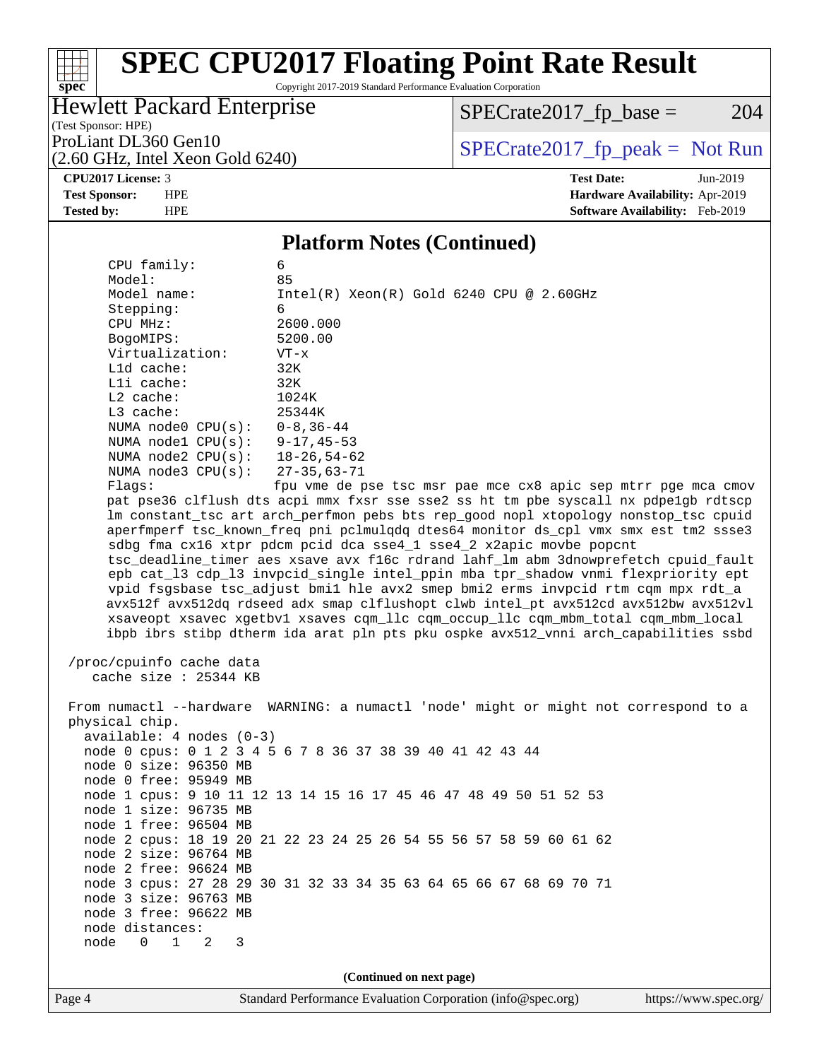## Platform Notes (Continued)

```
      CPU family:          6
      Model:               85
      Model name:          Intel(R) Xeon(R) Gold 6240 CPU @ 2.60GHz
      Stepping:            6
      CPU MHz:             2600.000
      BogoMIPS:            5200.00
      Virtualization:      VT-x
      L1d cache:           32K
      L1i cache:           32K
      L2 cache:            1024K
      L3 cache:            25344K
      NUMA node0 CPU(s):   0-8,36-44
      NUMA node1 CPU(s):   9-17,45-53
      NUMA node2 CPU(s):   18-26,54-62
      NUMA node3 CPU(s):   27-35,63-71
      Flags:               fpu vme de pse tsc msr pae mce cx8 apic sep mtrr pge mca cmov
      pat pse36 clflush dts acpi mmx fxsr sse sse2 ss ht tm pbe syscall nx pdpe1gb rdtscp
      lm constant_tsc art arch_perfmon pebs bts rep_good nopl xtopology nonstop_tsc cpuid
      aperfmperf tsc_known_freq pni pclmulqdq dtes64 monitor ds_cpl vmx smx est tm2 ssse3
      sdbg fma cx16 xtpr pdcm pcid dca sse4_1 sse4_2 x2apic movbe popcnt
      tsc_deadline_timer aes xsave avx f16c rdrand lahf_lm abm 3dnowprefetch cpuid_fault
      epb cat_l3 cdp_l3 invpcid_single intel_ppin mba tpr_shadow vnmi flexpriority ept
      vpid fsgsbase tsc_adjust bmi1 hle avx2 smep bmi2 erms invpcid rtm cqm mpx rdt_a
      avx512f avx512dq rdseed adx smap clflushopt clwb intel_pt avx512cd avx512bw avx512vl
      xsaveopt xsavec xgetbv1 xsaves cqm_llc cqm_occup_llc cqm_mbm_total cqm_mbm_local
      ibpb ibrs stibp dtherm ida arat pln pts pku ospke avx512_vnni arch_capabilities ssbd

 /proc/cpuinfo cache data
    cache size : 25344 KB

 From numactl --hardware  WARNING: a numactl 'node' might or might not correspond to a
 physical chip.
   available: 4 nodes (0-3)
   node 0 cpus: 0 1 2 3 4 5 6 7 8 36 37 38 39 40 41 42 43 44
   node 0 size: 96350 MB
   node 0 free: 95949 MB
   node 1 cpus: 9 10 11 12 13 14 15 16 17 45 46 47 48 49 50 51 52 53
   node 1 size: 96735 MB
   node 1 free: 96504 MB
   node 2 cpus: 18 19 20 21 22 23 24 25 26 54 55 56 57 58 59 60 61 62
   node 2 size: 96764 MB
   node 2 free: 96624 MB
   node 3 cpus: 27 28 29 30 31 32 33 34 35 63 64 65 66 67 68 69 70 71
   node 3 size: 96763 MB
   node 3 free: 96622 MB
   node distances:
   node   0   1   2   3
```

(Continued on next page)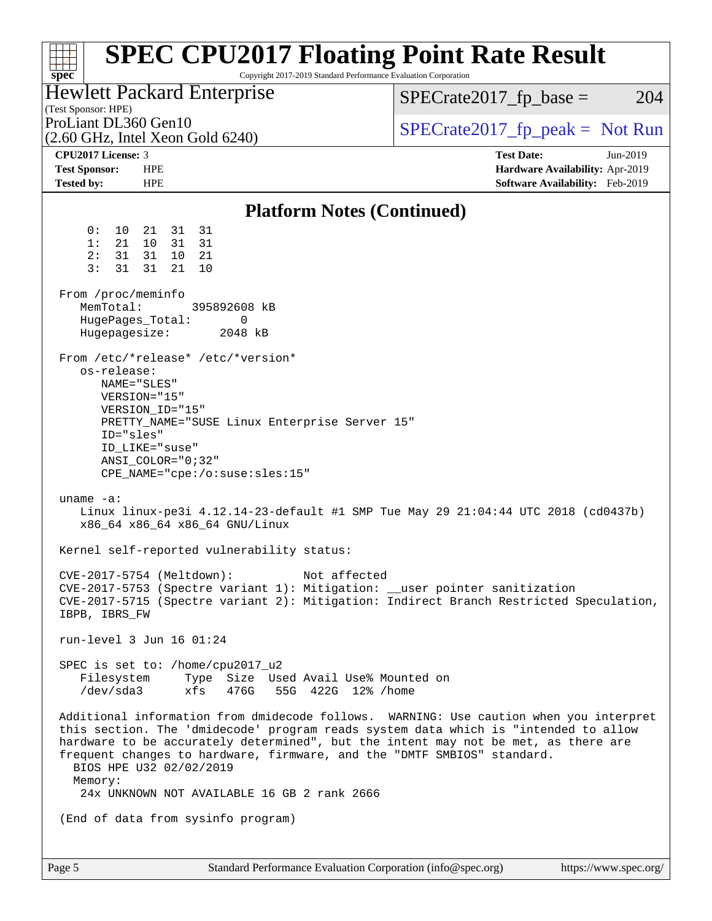## Platform Notes (Continued)

```
     0:  10  21  31  31
     1:  21  10  31  31
     2:  31  31  10  21
     3:  31  31  21  10

 From /proc/meminfo
    MemTotal:       395892608 kB
    HugePages_Total:       0
    Hugepagesize:       2048 kB

 From /etc/*release* /etc/*version*
    os-release:
       NAME="SLES"
       VERSION="15"
       VERSION_ID="15"
       PRETTY_NAME="SUSE Linux Enterprise Server 15"
       ID="sles"
       ID_LIKE="suse"
       ANSI_COLOR="0;32"
       CPE_NAME="cpe:/o:suse:sles:15"

 uname -a:
    Linux linux-pe3i 4.12.14-23-default #1 SMP Tue May 29 21:04:44 UTC 2018 (cd0437b)
    x86_64 x86_64 x86_64 GNU/Linux

 Kernel self-reported vulnerability status:

 CVE-2017-5754 (Meltdown):          Not affected
 CVE-2017-5753 (Spectre variant 1): Mitigation: __user pointer sanitization
 CVE-2017-5715 (Spectre variant 2): Mitigation: Indirect Branch Restricted Speculation,
 IBPB, IBRS_FW

 run-level 3 Jun 16 01:24

 SPEC is set to: /home/cpu2017_u2
    Filesystem     Type  Size  Used Avail Use% Mounted on
    /dev/sda3      xfs   476G   55G  422G  12% /home

 Additional information from dmidecode follows.  WARNING: Use caution when you interpret
 this section. The 'dmidecode' program reads system data which is "intended to allow
 hardware to be accurately determined", but the intent may not be met, as there are
 frequent changes to hardware, firmware, and the "DMTF SMBIOS" standard.
   BIOS HPE U32 02/02/2019
   Memory:
    24x UNKNOWN NOT AVAILABLE 16 GB 2 rank 2666

 (End of data from sysinfo program)
```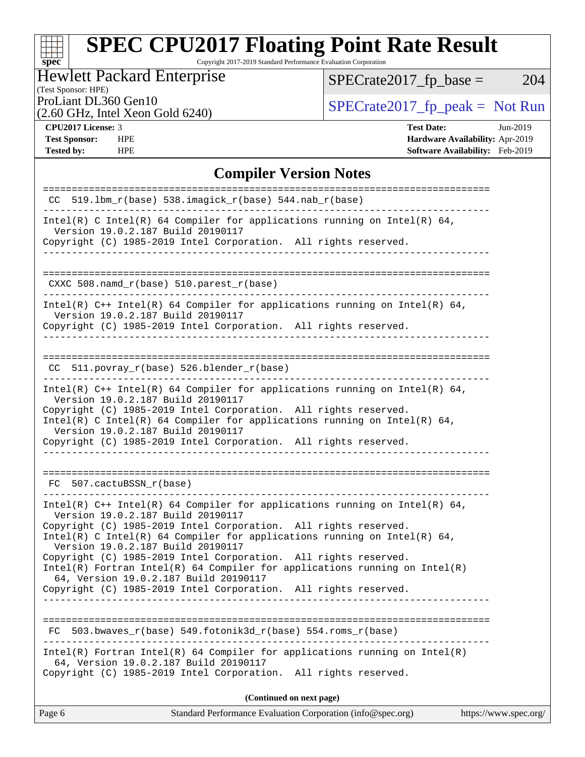## Compiler Version Notes

```
==============================================================================
 CC  519.lbm_r(base) 538.imagick_r(base) 544.nab_r(base)
------------------------------------------------------------------------------
Intel(R) C Intel(R) 64 Compiler for applications running on Intel(R) 64,
  Version 19.0.2.187 Build 20190117
Copyright (C) 1985-2019 Intel Corporation.  All rights reserved.
------------------------------------------------------------------------------

==============================================================================
 CXXC 508.namd_r(base) 510.parest_r(base)
------------------------------------------------------------------------------
Intel(R) C++ Intel(R) 64 Compiler for applications running on Intel(R) 64,
  Version 19.0.2.187 Build 20190117
Copyright (C) 1985-2019 Intel Corporation.  All rights reserved.
------------------------------------------------------------------------------

==============================================================================
 CC  511.povray_r(base) 526.blender_r(base)
------------------------------------------------------------------------------
Intel(R) C++ Intel(R) 64 Compiler for applications running on Intel(R) 64,
  Version 19.0.2.187 Build 20190117
Copyright (C) 1985-2019 Intel Corporation.  All rights reserved.
Intel(R) C Intel(R) 64 Compiler for applications running on Intel(R) 64,
  Version 19.0.2.187 Build 20190117
Copyright (C) 1985-2019 Intel Corporation.  All rights reserved.
------------------------------------------------------------------------------

==============================================================================
 FC  507.cactuBSSN_r(base)
------------------------------------------------------------------------------
Intel(R) C++ Intel(R) 64 Compiler for applications running on Intel(R) 64,
  Version 19.0.2.187 Build 20190117
Copyright (C) 1985-2019 Intel Corporation.  All rights reserved.
Intel(R) C Intel(R) 64 Compiler for applications running on Intel(R) 64,
  Version 19.0.2.187 Build 20190117
Copyright (C) 1985-2019 Intel Corporation.  All rights reserved.
Intel(R) Fortran Intel(R) 64 Compiler for applications running on Intel(R)
  64, Version 19.0.2.187 Build 20190117
Copyright (C) 1985-2019 Intel Corporation.  All rights reserved.
------------------------------------------------------------------------------

==============================================================================
 FC  503.bwaves_r(base) 549.fotonik3d_r(base) 554.roms_r(base)
------------------------------------------------------------------------------
Intel(R) Fortran Intel(R) 64 Compiler for applications running on Intel(R)
  64, Version 19.0.2.187 Build 20190117
Copyright (C) 1985-2019 Intel Corporation.  All rights reserved.
```

**(Continued on next page)**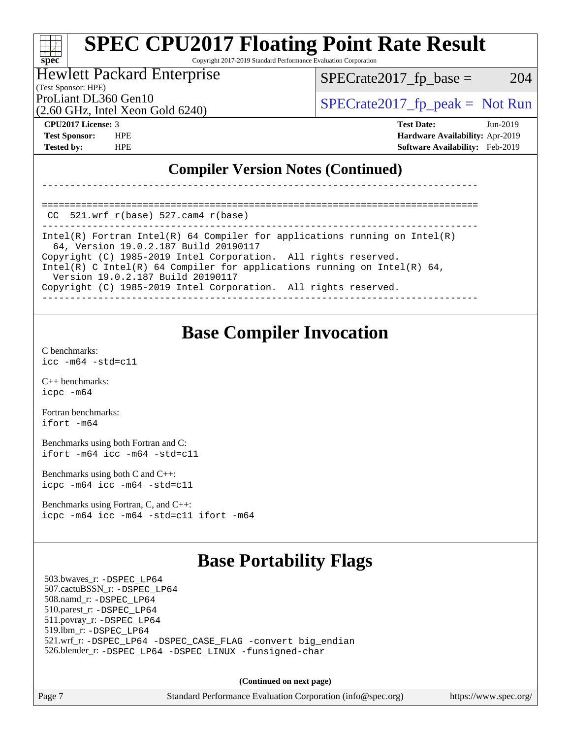# SPEC CPU2017 Floating Point Rate Result

Copyright 2017-2019 Standard Performance Evaluation Corporation

**Hewlett Packard Enterprise**
(Test Sponsor: HPE)
ProLiant DL360 Gen10
(2.60 GHz, Intel Xeon Gold 6240)

SPECrate2017_fp_base = 204

SPECrate2017_fp_peak = Not Run

**CPU2017 License:** 3
**Test Sponsor:** HPE
**Tested by:** HPE

**Test Date:** Jun-2019
**Hardware Availability:** Apr-2019
**Software Availability:** Feb-2019

## Compiler Version Notes (Continued)

```
------------------------------------------------------------------------------

==============================================================================
 CC  521.wrf_r(base) 527.cam4_r(base)
------------------------------------------------------------------------------
Intel(R) Fortran Intel(R) 64 Compiler for applications running on Intel(R)
  64, Version 19.0.2.187 Build 20190117
Copyright (C) 1985-2019 Intel Corporation.  All rights reserved.
Intel(R) C Intel(R) 64 Compiler for applications running on Intel(R) 64,
  Version 19.0.2.187 Build 20190117
Copyright (C) 1985-2019 Intel Corporation.  All rights reserved.
------------------------------------------------------------------------------
```

## Base Compiler Invocation

C benchmarks:
`icc -m64 -std=c11`

C++ benchmarks:
`icpc -m64`

Fortran benchmarks:
`ifort -m64`

Benchmarks using both Fortran and C:
`ifort -m64 icc -m64 -std=c11`

Benchmarks using both C and C++:
`icpc -m64 icc -m64 -std=c11`

Benchmarks using Fortran, C, and C++:
`icpc -m64 icc -m64 -std=c11 ifort -m64`

## Base Portability Flags

503.bwaves_r: `-DSPEC_LP64`
507.cactuBSSN_r: `-DSPEC_LP64`
508.namd_r: `-DSPEC_LP64`
510.parest_r: `-DSPEC_LP64`
511.povray_r: `-DSPEC_LP64`
519.lbm_r: `-DSPEC_LP64`
521.wrf_r: `-DSPEC_LP64 -DSPEC_CASE_FLAG -convert big_endian`
526.blender_r: `-DSPEC_LP64 -DSPEC_LINUX -funsigned-char`

**(Continued on next page)**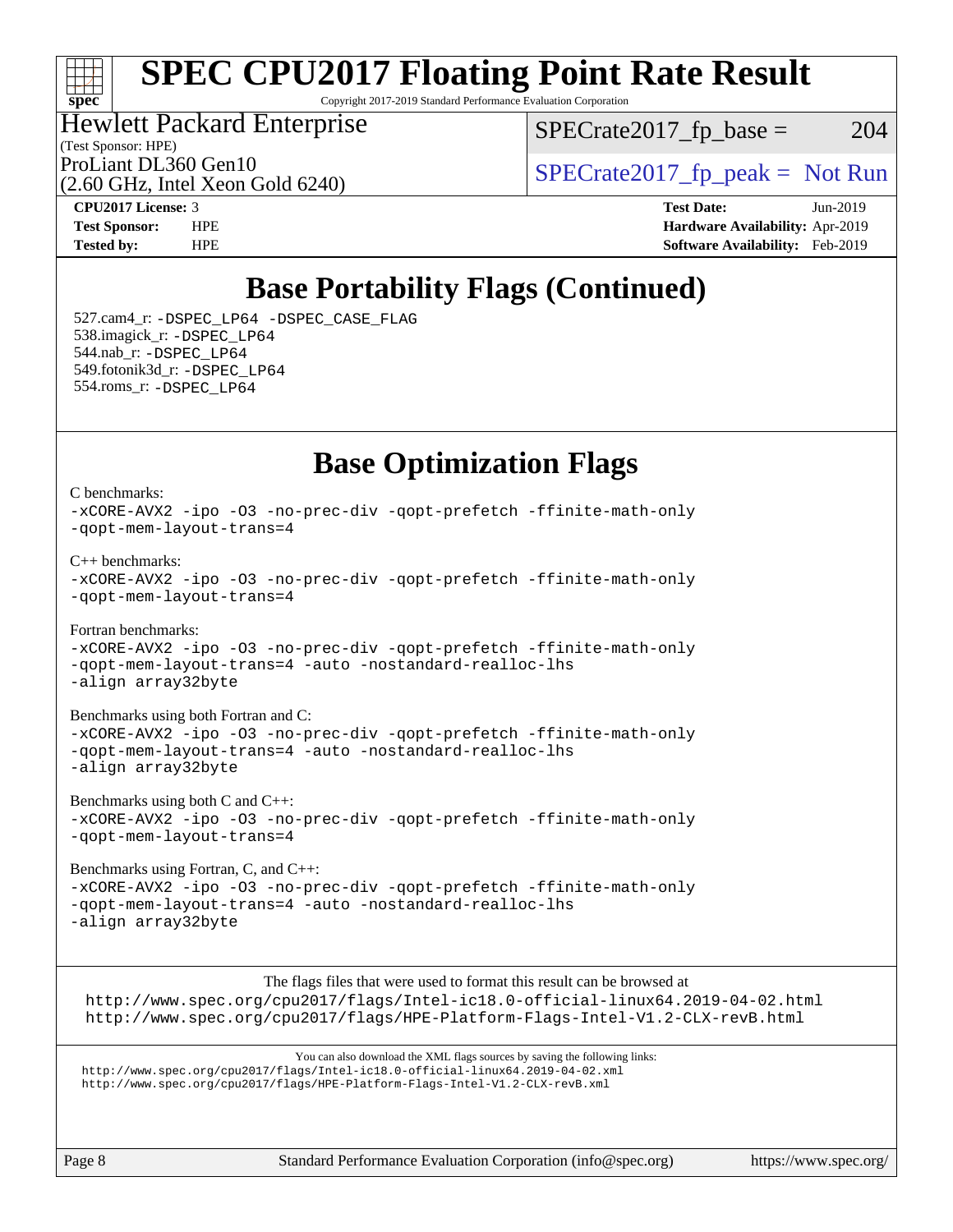# Base Portability Flags (Continued)

527.cam4_r: -DSPEC_LP64 -DSPEC_CASE_FLAG
538.imagick_r: -DSPEC_LP64
544.nab_r: -DSPEC_LP64
549.fotonik3d_r: -DSPEC_LP64
554.roms_r: -DSPEC_LP64

# Base Optimization Flags

C benchmarks:
-xCORE-AVX2 -ipo -O3 -no-prec-div -qopt-prefetch -ffinite-math-only
-qopt-mem-layout-trans=4

C++ benchmarks:
-xCORE-AVX2 -ipo -O3 -no-prec-div -qopt-prefetch -ffinite-math-only
-qopt-mem-layout-trans=4

Fortran benchmarks:
-xCORE-AVX2 -ipo -O3 -no-prec-div -qopt-prefetch -ffinite-math-only
-qopt-mem-layout-trans=4 -auto -nostandard-realloc-lhs
-align array32byte

Benchmarks using both Fortran and C:
-xCORE-AVX2 -ipo -O3 -no-prec-div -qopt-prefetch -ffinite-math-only
-qopt-mem-layout-trans=4 -auto -nostandard-realloc-lhs
-align array32byte

Benchmarks using both C and C++:
-xCORE-AVX2 -ipo -O3 -no-prec-div -qopt-prefetch -ffinite-math-only
-qopt-mem-layout-trans=4

Benchmarks using Fortran, C, and C++:
-xCORE-AVX2 -ipo -O3 -no-prec-div -qopt-prefetch -ffinite-math-only
-qopt-mem-layout-trans=4 -auto -nostandard-realloc-lhs
-align array32byte

The flags files that were used to format this result can be browsed at
http://www.spec.org/cpu2017/flags/Intel-ic18.0-official-linux64.2019-04-02.html
http://www.spec.org/cpu2017/flags/HPE-Platform-Flags-Intel-V1.2-CLX-revB.html

You can also download the XML flags sources by saving the following links:
http://www.spec.org/cpu2017/flags/Intel-ic18.0-official-linux64.2019-04-02.xml
http://www.spec.org/cpu2017/flags/HPE-Platform-Flags-Intel-V1.2-CLX-revB.xml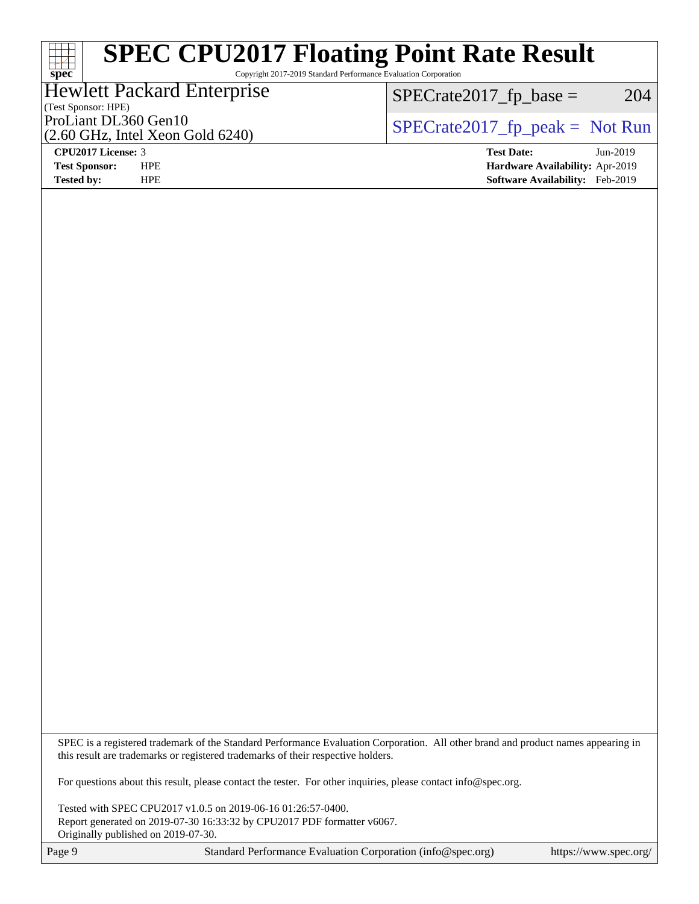SPEC is a registered trademark of the Standard Performance Evaluation Corporation. All other brand and product names appearing in this result are trademarks or registered trademarks of their respective holders.

For questions about this result, please contact the tester. For other inquiries, please contact info@spec.org.

Tested with SPEC CPU2017 v1.0.5 on 2019-06-16 01:26:57-0400.
Report generated on 2019-07-30 16:33:32 by CPU2017 PDF formatter v6067.
Originally published on 2019-07-30.